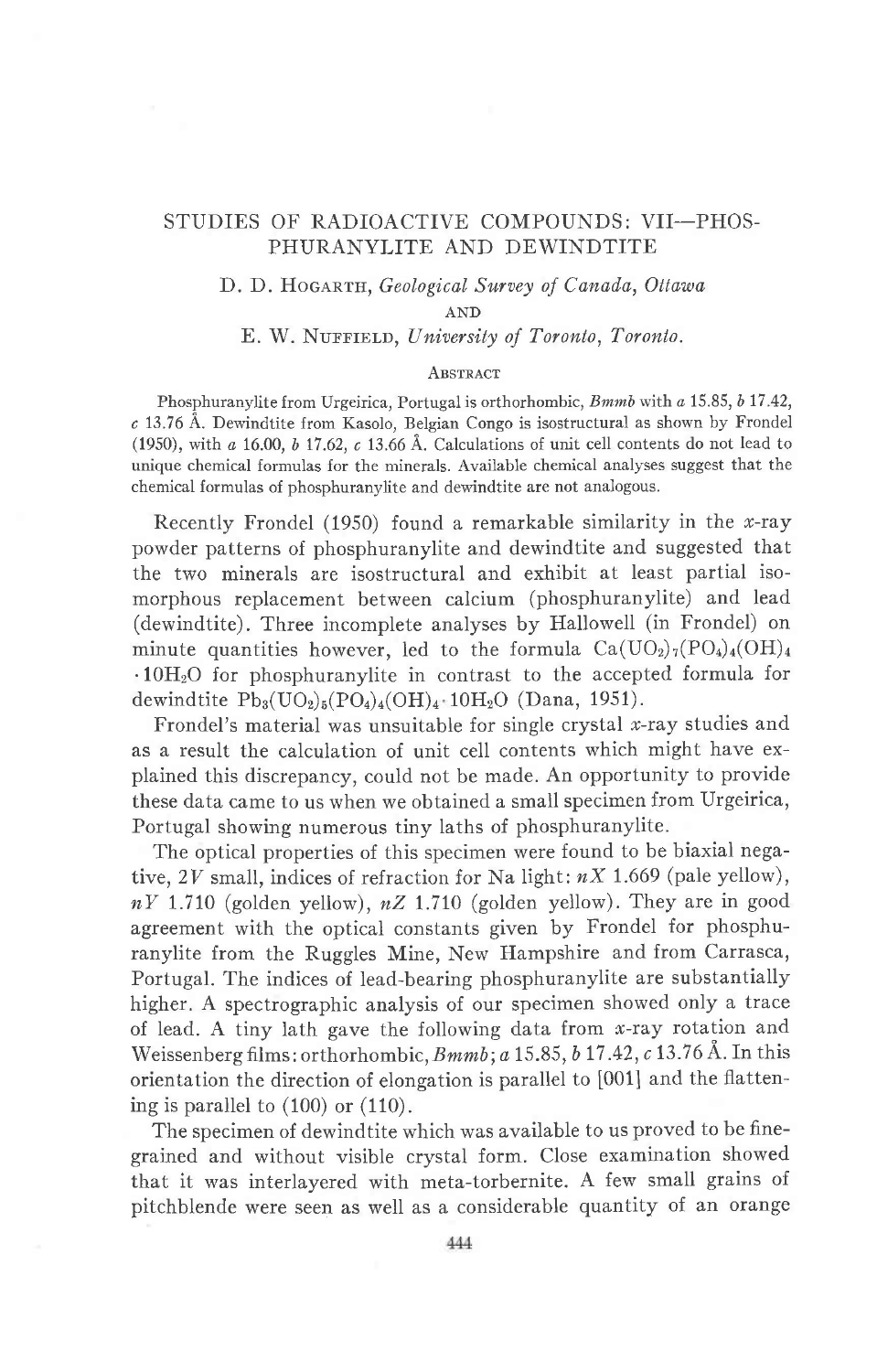# STUDIES OF RADIOACTIVE COMPOUNDS: VII—PHOSPHURANYLITE AND DEWINDTITE

D. D. Hogarth, *Geological Survey of Canada, Ottawa*

AND

E. W. Nuffield, *University of Toronto, Toronto.*

## Abstract

Phosphuranylite from Urgeirica, Portugal is orthorhombic, *Bmmb* with *a* 15.85, *b* 17.42, *c* 13.76 Å. Dewindtite from Kasolo, Belgian Congo is isostructural as shown by Frondel (1950), with *a* 16.00, *b* 17.62, *c* 13.66 Å. Calculations of unit cell contents do not lead to unique chemical formulas for the minerals. Available chemical analyses suggest that the chemical formulas of phosphuranylite and dewindtite are not analogous.

Recently Frondel (1950) found a remarkable similarity in the *x*-ray powder patterns of phosphuranylite and dewindtite and suggested that the two minerals are isostructural and exhibit at least partial isomorphous replacement between calcium (phosphuranylite) and lead (dewindtite). Three incomplete analyses by Hallowell (in Frondel) on minute quantities however, led to the formula $Ca(UO_2)_7(PO_4)_4(OH)_4 \cdot 10H_2O$ for phosphuranylite in contrast to the accepted formula for dewindtite $Pb_3(UO_2)_5(PO_4)_4(OH)_4 \cdot 10H_2O$ (Dana, 1951).

Frondel's material was unsuitable for single crystal *x*-ray studies and as a result the calculation of unit cell contents which might have explained this discrepancy, could not be made. An opportunity to provide these data came to us when we obtained a small specimen from Urgeirica, Portugal showing numerous tiny laths of phosphuranylite.

The optical properties of this specimen were found to be biaxial negative, $2V$ small, indices of refraction for Na light: $nX$ 1.669 (pale yellow), $nY$ 1.710 (golden yellow), $nZ$ 1.710 (golden yellow). They are in good agreement with the optical constants given by Frondel for phosphuranylite from the Ruggles Mine, New Hampshire and from Carrasca, Portugal. The indices of lead-bearing phosphuranylite are substantially higher. A spectrographic analysis of our specimen showed only a trace of lead. A tiny lath gave the following data from *x*-ray rotation and Weissenberg films: orthorhombic, *Bmmb*; *a* 15.85, *b* 17.42, *c* 13.76 Å. In this orientation the direction of elongation is parallel to [001] and the flattening is parallel to (100) or (110).

The specimen of dewindtite which was available to us proved to be fine-grained and without visible crystal form. Close examination showed that it was interlayered with meta-torbernite. A few small grains of pitchblende were seen as well as a considerable quantity of an orange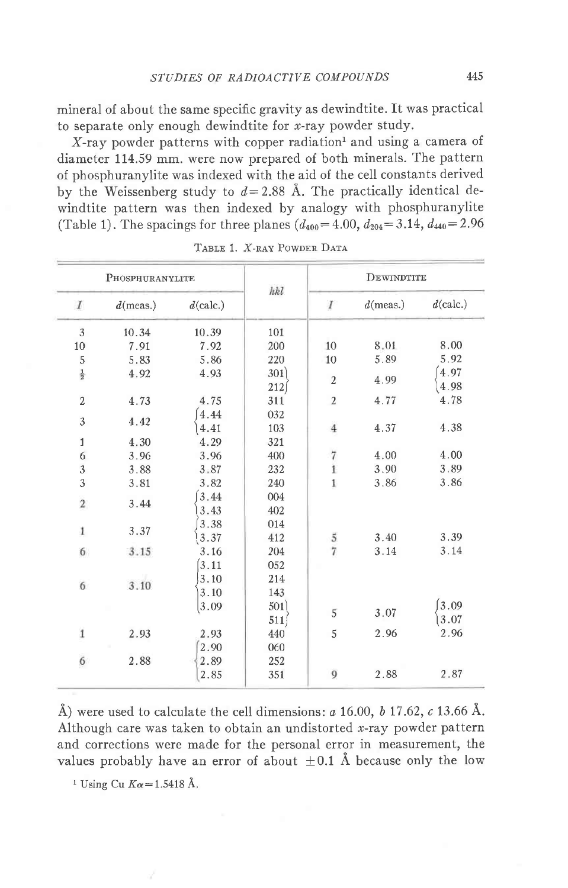mineral of about the same specific gravity as dewindtite. It was practical to separate only enough dewindtite for *x*-ray powder study.

*X*-ray powder patterns with copper radiation[1] and using a camera of diameter 114.59 mm. were now prepared of both minerals. The pattern of phosphuranylite was indexed with the aid of the cell constants derived by the Weissenberg study to $d = 2.88$ Å. The practically identical dewindtite pattern was then indexed by analogy with phosphuranylite (Table 1). The spacings for three planes ($d_{400} = 4.00$, $d_{204} = 3.14$, $d_{440} = 2.96$ Å) were used to calculate the cell dimensions: *a* 16.00, *b* 17.62, *c* 13.66 Å. Although care was taken to obtain an undistorted *x*-ray powder pattern and corrections were made for the personal error in measurement, the values probably have an error of about ±0.1 Å because only the low

TABLE 1. *X*-RAY POWDER DATA

| Phosphuranylite | | | *hkl* | Dewindtite | | |
|---|---|---|---|---|---|---|
| *I* | *d*(meas.) | *d*(calc.) | | *I* | *d*(meas.) | *d*(calc.) |
| 3 | 10.34 | 10.39 | 101 | | | |
| 10 | 7.91 | 7.92 | 200 | 10 | 8.01 | 8.00 |
| 5 | 5.83 | 5.86 | 220 | 10 | 5.89 | 5.92 |
| ½ | 4.92 | 4.93 | 301 | 2 | 4.99 | 4.97 |
| | | | 212 | | | 4.98 |
| 2 | 4.73 | 4.75 | 311 | 2 | 4.77 | 4.78 |
| 3 | 4.42 | 4.44 | 032 | | | |
| | | 4.41 | 103 | 4 | 4.37 | 4.38 |
| 1 | 4.30 | 4.29 | 321 | | | |
| 6 | 3.96 | 3.96 | 400 | 7 | 4.00 | 4.00 |
| 3 | 3.88 | 3.87 | 232 | 1 | 3.90 | 3.89 |
| 3 | 3.81 | 3.82 | 240 | 1 | 3.86 | 3.86 |
| 2 | 3.44 | 3.44 | 004 | | | |
| | | 3.43 | 402 | | | |
| 1 | 3.37 | 3.38 | 014 | | | |
| | | 3.37 | 412 | 5 | 3.40 | 3.39 |
| 6 | 3.15 | 3.16 | 204 | 7 | 3.14 | 3.14 |
| 6 | 3.10 | 3.11 | 052 | | | |
| | | 3.10 | 214 | | | |
| | | 3.10 | 143 | | | |
| | | 3.09 | 501 | 5 | 3.07 | 3.09 |
| | | | 511 | | | 3.07 |
| 1 | 2.93 | 2.93 | 440 | 5 | 2.96 | 2.96 |
| 6 | 2.88 | 2.90 | 060 | | | |
| | | 2.89 | 252 | | | |
| | | 2.85 | 351 | 9 | 2.88 | 2.87 |

[1] Using Cu $K\alpha = 1.5418$ Å.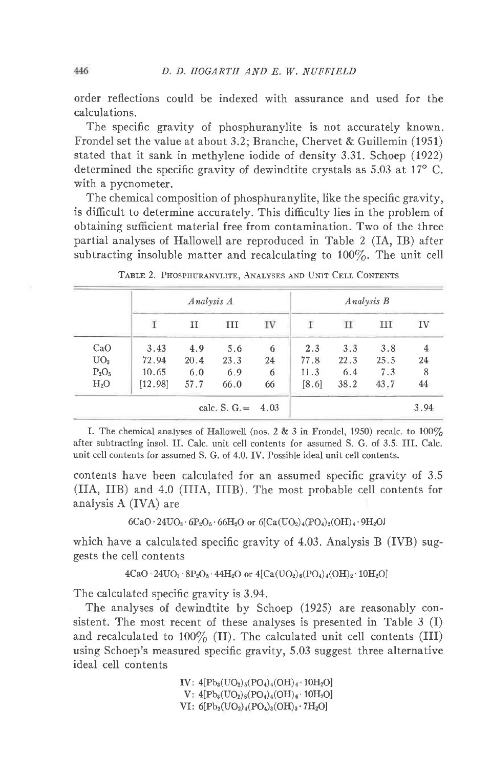order reflections could be indexed with assurance and used for the calculations.

The specific gravity of phosphuranylite is not accurately known. Frondel set the value at about 3.2; Branche, Chervet & Guillemin (1951) stated that it sank in methylene iodide of density 3.31. Schoep (1922) determined the specific gravity of dewindtite crystals as 5.03 at 17° C. with a pycnometer.

The chemical composition of phosphuranylite, like the specific gravity, is difficult to determine accurately. This difficulty lies in the problem of obtaining sufficient material free from contamination. Two of the three partial analyses of Hallowell are reproduced in Table 2 (IA, IB) after subtracting insoluble matter and recalculating to 100%. The unit cell contents have been calculated for an assumed specific gravity of 3.5 (IIA, IIB) and 4.0 (IIIA, IIIB). The most probable cell contents for analysis A (IVA) are

Table 2. Phosphuranylite, Analyses and Unit Cell Contents

| | *Analysis A* | | | | *Analysis B* | | | |
|---|---|---|---|---|---|---|---|---|
| | I | II | III | IV | I | II | III | IV |
| CaO | 3.43 | 4.9 | 5.6 | 6 | 2.3 | 3.3 | 3.8 | 4 |
| $UO_3$ | 72.94 | 20.4 | 23.3 | 24 | 77.8 | 22.3 | 25.5 | 24 |
| $P_2O_5$ | 10.65 | 6.0 | 6.9 | 6 | 11.3 | 6.4 | 7.3 | 8 |
| $H_2O$ | [12.98] | 57.7 | 66.0 | 66 | [8.6] | 38.2 | 43.7 | 44 |
| | | | calc. S. G. = | 4.03 | | | | 3.94 |

I. The chemical analyses of Hallowell (nos. 2 & 3 in Frondel, 1950) recalc. to 100% after subtracting insol. II. Calc. unit cell contents for assumed S. G. of 3.5. III. Calc. unit cell contents for assumed S. G. of 4.0. IV. Possible ideal unit cell contents.

$$6CaO \cdot 24UO_3 \cdot 6P_2O_5 \cdot 66H_2O \text{ or } 6[Ca(UO_2)_4(PO_4)_2(OH)_4 \cdot 9H_2O]$$

which have a calculated specific gravity of 4.03. Analysis B (IVB) suggests the cell contents

$$4CaO \cdot 24UO_3 \cdot 8P_2O_5 \cdot 44H_2O \text{ or } 4[Ca(UO_2)_6(PO_4)_4(OH)_2 \cdot 10H_2O]$$

The calculated specific gravity is 3.94.

The analyses of dewindtite by Schoep (1925) are reasonably consistent. The most recent of these analyses is presented in Table 3 (I) and recalculated to 100% (II). The calculated unit cell contents (III) using Schoep's measured specific gravity, 5.03 suggest three alternative ideal cell contents

$$\text{IV: } 4[Pb_3(UO_2)_5(PO_4)_4(OH)_4 \cdot 10H_2O]$$
$$\text{V: } 4[Pb_3(UO_2)_6(PO_4)_4(OH)_6 \cdot 10H_2O]$$
$$\text{VI: } 6[Pb_2(UO_2)_4(PO_4)_3(OH)_3 \cdot 7H_2O]$$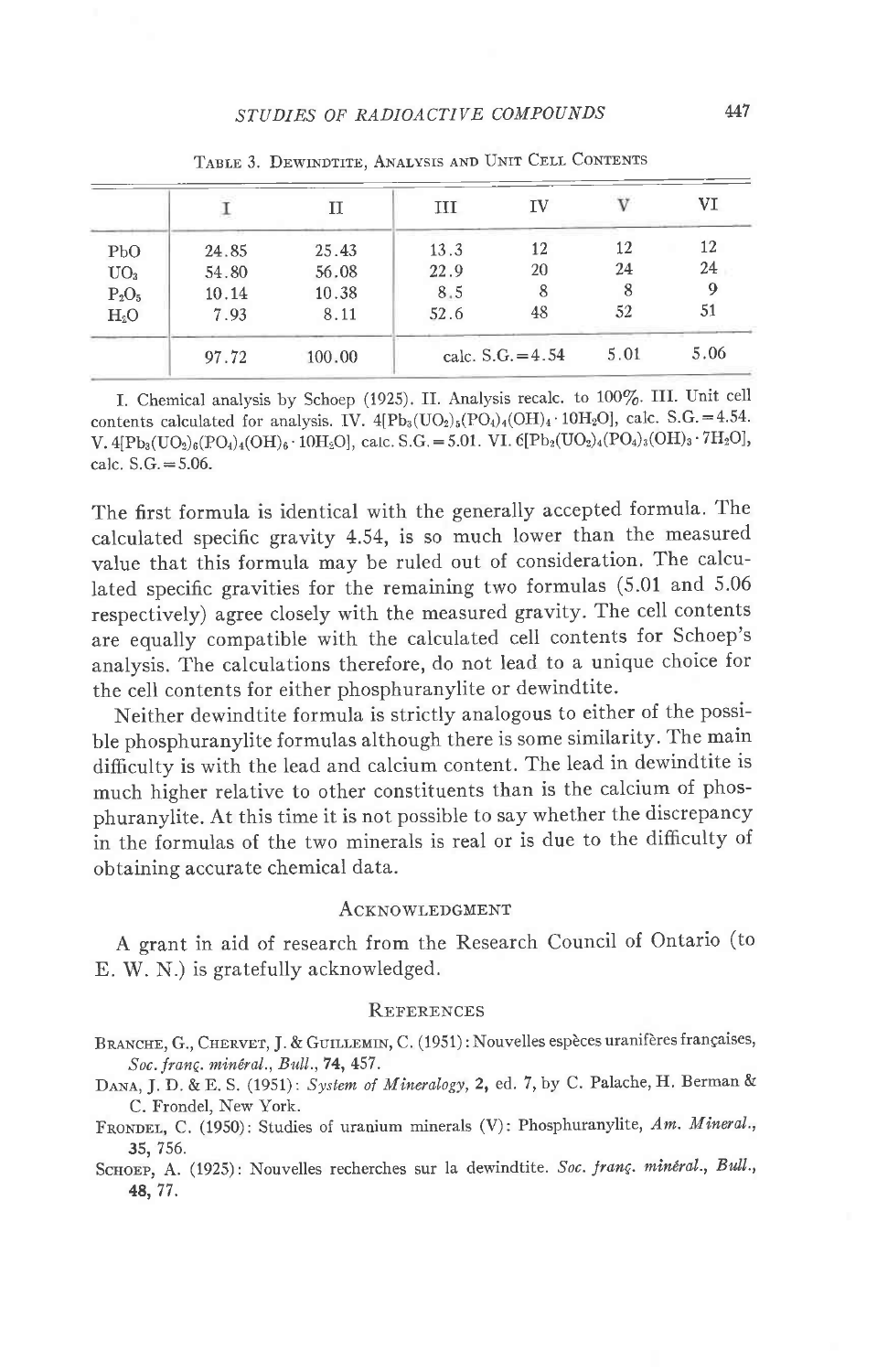Table 3. Dewindtite, Analysis and Unit Cell Contents

| | I | II | III | IV | V | VI |
|---|---|---|---|---|---|---|
| PbO | 24.85 | 25.43 | 13.3 | 12 | 12 | 12 |
| $UO_3$ | 54.80 | 56.08 | 22.9 | 20 | 24 | 24 |
| $P_2O_5$ | 10.14 | 10.38 | 8.5 | 8 | 8 | 9 |
| $H_2O$ | 7.93 | 8.11 | 52.6 | 48 | 52 | 51 |
| | 97.72 | 100.00 | calc. S.G. = 4.54 | | 5.01 | 5.06 |

I. Chemical analysis by Schoep (1925). II. Analysis recalc. to 100%. III. Unit cell contents calculated for analysis. IV. $4[Pb_3(UO_2)_5(PO_4)_4(OH)_4 \cdot 10H_2O]$, calc. S.G. = 4.54. V. $4[Pb_3(UO_2)_6(PO_4)_4(OH)_6 \cdot 10H_2O]$, calc. S.G. = 5.01. VI. $6[Pb_2(UO_2)_4(PO_4)_3(OH)_3 \cdot 7H_2O]$, calc. S.G. = 5.06.

The first formula is identical with the generally accepted formula. The calculated specific gravity 4.54, is so much lower than the measured value that this formula may be ruled out of consideration. The calculated specific gravities for the remaining two formulas (5.01 and 5.06 respectively) agree closely with the measured gravity. The cell contents are equally compatible with the calculated cell contents for Schoep's analysis. The calculations therefore, do not lead to a unique choice for the cell contents for either phosphuranylite or dewindtite.

Neither dewindtite formula is strictly analogous to either of the possible phosphuranylite formulas although there is some similarity. The main difficulty is with the lead and calcium content. The lead in dewindtite is much higher relative to other constituents than is the calcium of phosphuranylite. At this time it is not possible to say whether the discrepancy in the formulas of the two minerals is real or is due to the difficulty of obtaining accurate chemical data.

## Acknowledgment

A grant in aid of research from the Research Council of Ontario (to E. W. N.) is gratefully acknowledged.

## References

Branche, G., Chervet, J. & Guillemin, C. (1951): Nouvelles espèces uranifères françaises, *Soc. franç. minéral., Bull.*, **74**, 457.

Dana, J. D. & E. S. (1951): *System of Mineralogy*, **2**, ed. 7, by C. Palache, H. Berman & C. Frondel, New York.

Frondel, C. (1950): Studies of uranium minerals (V): Phosphuranylite, *Am. Mineral.*, **35**, 756.

Schoep, A. (1925): Nouvelles recherches sur la dewindtite. *Soc. franç. minéral., Bull.*, **48**, 77.